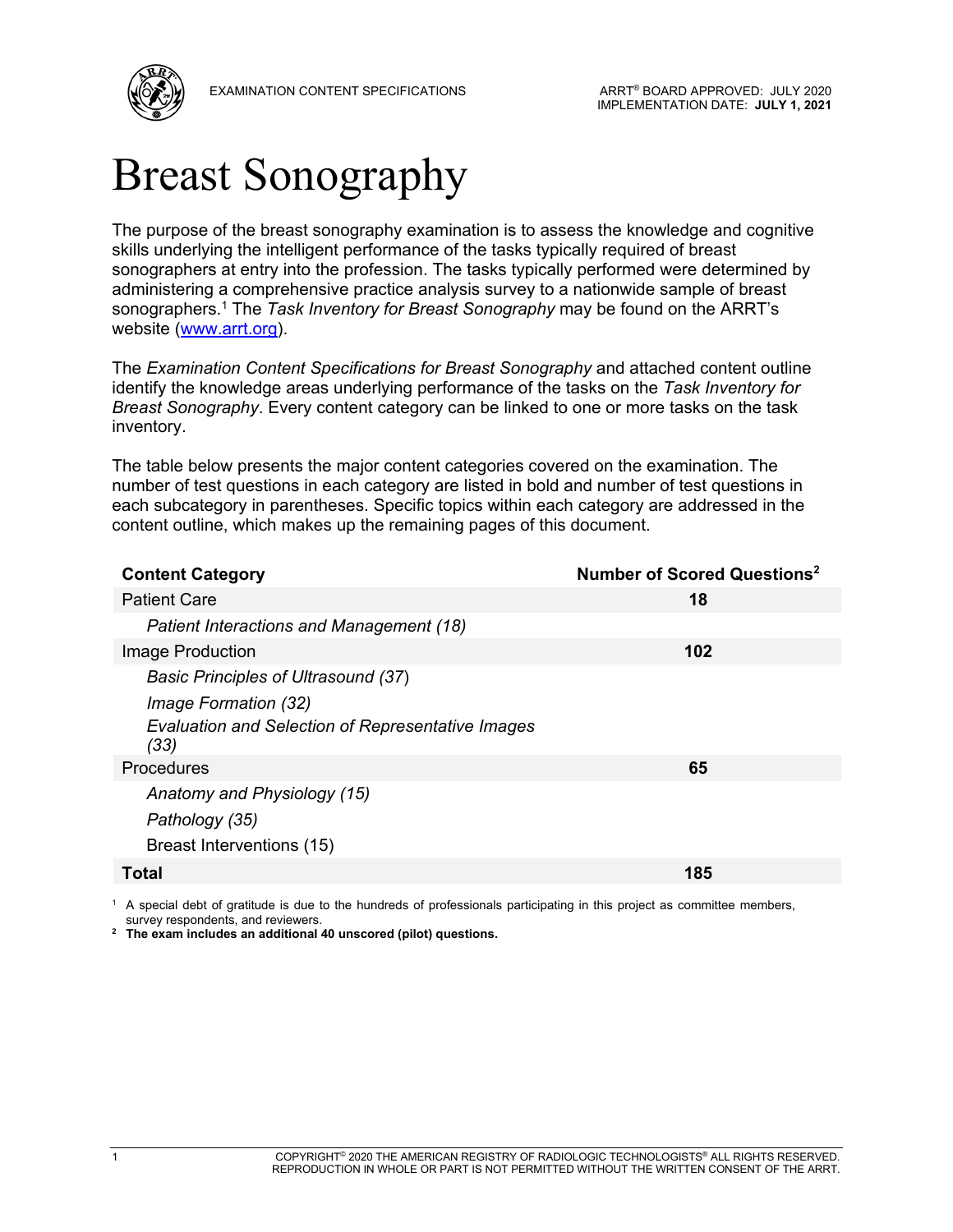EXAMINATION CONTENT SPECIFICATIONS

ARRT® BOARD APPROVED: JULY 2020
IMPLEMENTATION DATE: **JULY 1, 2021**

# Breast Sonography

The purpose of the breast sonography examination is to assess the knowledge and cognitive skills underlying the intelligent performance of the tasks typically required of breast sonographers at entry into the profession. The tasks typically performed were determined by administering a comprehensive practice analysis survey to a nationwide sample of breast sonographers.[1] The *Task Inventory for Breast Sonography* may be found on the ARRT's website (www.arrt.org).

The *Examination Content Specifications for Breast Sonography* and attached content outline identify the knowledge areas underlying performance of the tasks on the *Task Inventory for Breast Sonography*. Every content category can be linked to one or more tasks on the task inventory.

The table below presents the major content categories covered on the examination. The number of test questions in each category are listed in bold and number of test questions in each subcategory in parentheses. Specific topics within each category are addressed in the content outline, which makes up the remaining pages of this document.

| Content Category | Number of Scored Questions[2] |
|---|---|
| Patient Care | **18** |
| *Patient Interactions and Management (18)* | |
| Image Production | **102** |
| *Basic Principles of Ultrasound (37)* | |
| *Image Formation (32)* | |
| *Evaluation and Selection of Representative Images (33)* | |
| Procedures | **65** |
| *Anatomy and Physiology (15)* | |
| *Pathology (35)* | |
| Breast Interventions (15) | |
| **Total** | **185** |

[1] A special debt of gratitude is due to the hundreds of professionals participating in this project as committee members, survey respondents, and reviewers.

[2] **The exam includes an additional 40 unscored (pilot) questions.**

COPYRIGHT© 2020 THE AMERICAN REGISTRY OF RADIOLOGIC TECHNOLOGISTS® ALL RIGHTS RESERVED. REPRODUCTION IN WHOLE OR PART IS NOT PERMITTED WITHOUT THE WRITTEN CONSENT OF THE ARRT.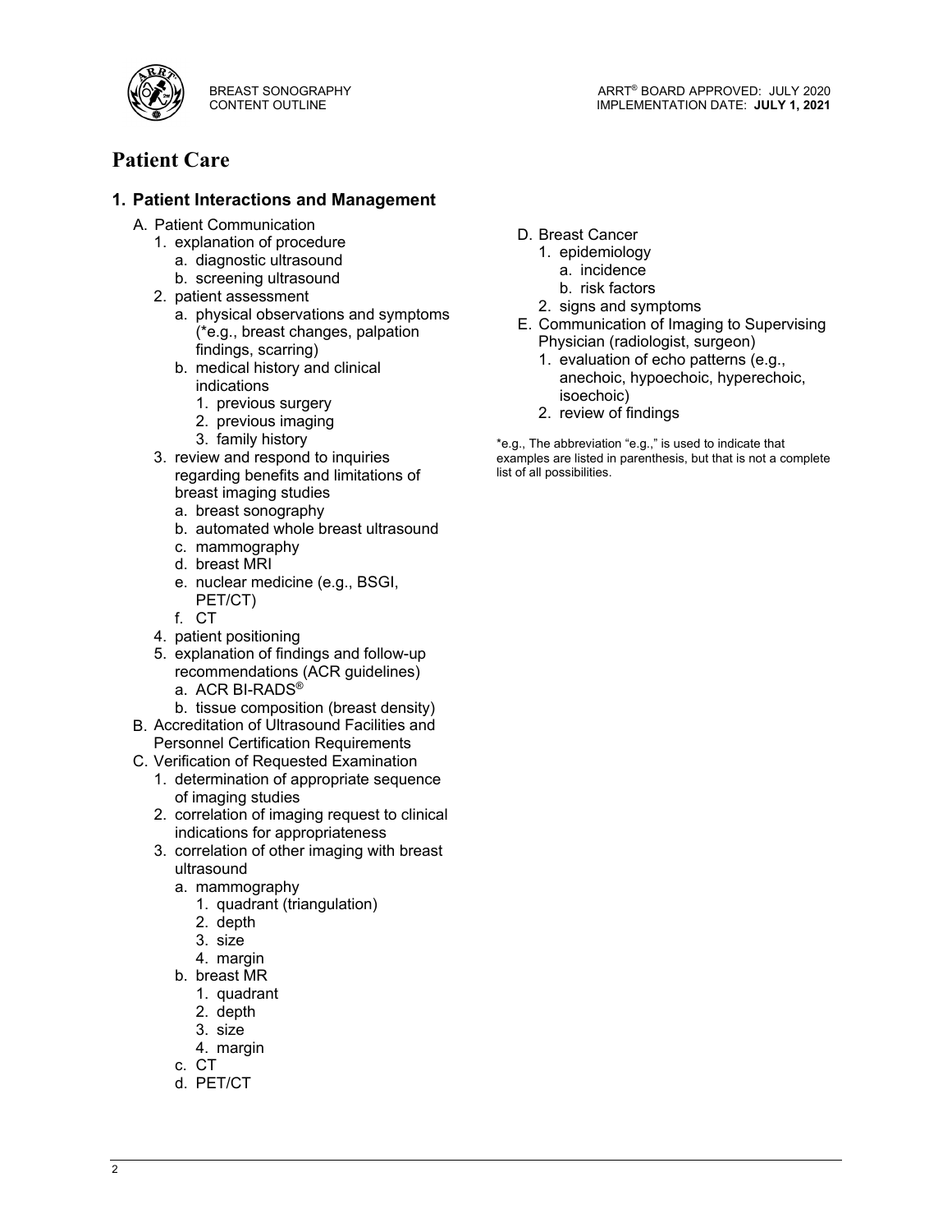# Patient Care

## 1. Patient Interactions and Management

- A. Patient Communication
  1. explanation of procedure
     - a. diagnostic ultrasound
     - b. screening ultrasound
  2. patient assessment
     - a. physical observations and symptoms (*e.g., breast changes, palpation findings, scarring)
     - b. medical history and clinical indications
       1. previous surgery
       2. previous imaging
       3. family history
  3. review and respond to inquiries regarding benefits and limitations of breast imaging studies
     - a. breast sonography
     - b. automated whole breast ultrasound
     - c. mammography
     - d. breast MRI
     - e. nuclear medicine (e.g., BSGI, PET/CT)
     - f. CT
  4. patient positioning
  5. explanation of findings and follow-up recommendations (ACR guidelines)
     - a. ACR BI-RADS®
     - b. tissue composition (breast density)
- B. Accreditation of Ultrasound Facilities and Personnel Certification Requirements
- C. Verification of Requested Examination
  1. determination of appropriate sequence of imaging studies
  2. correlation of imaging request to clinical indications for appropriateness
  3. correlation of other imaging with breast ultrasound
     - a. mammography
       1. quadrant (triangulation)
       2. depth
       3. size
       4. margin
     - b. breast MR
       1. quadrant
       2. depth
       3. size
       4. margin
     - c. CT
     - d. PET/CT
- D. Breast Cancer
  1. epidemiology
     - a. incidence
     - b. risk factors
  2. signs and symptoms
- E. Communication of Imaging to Supervising Physician (radiologist, surgeon)
  1. evaluation of echo patterns (e.g., anechoic, hypoechoic, hyperechoic, isoechoic)
  2. review of findings

*e.g., The abbreviation "e.g.," is used to indicate that examples are listed in parenthesis, but that is not a complete list of all possibilities.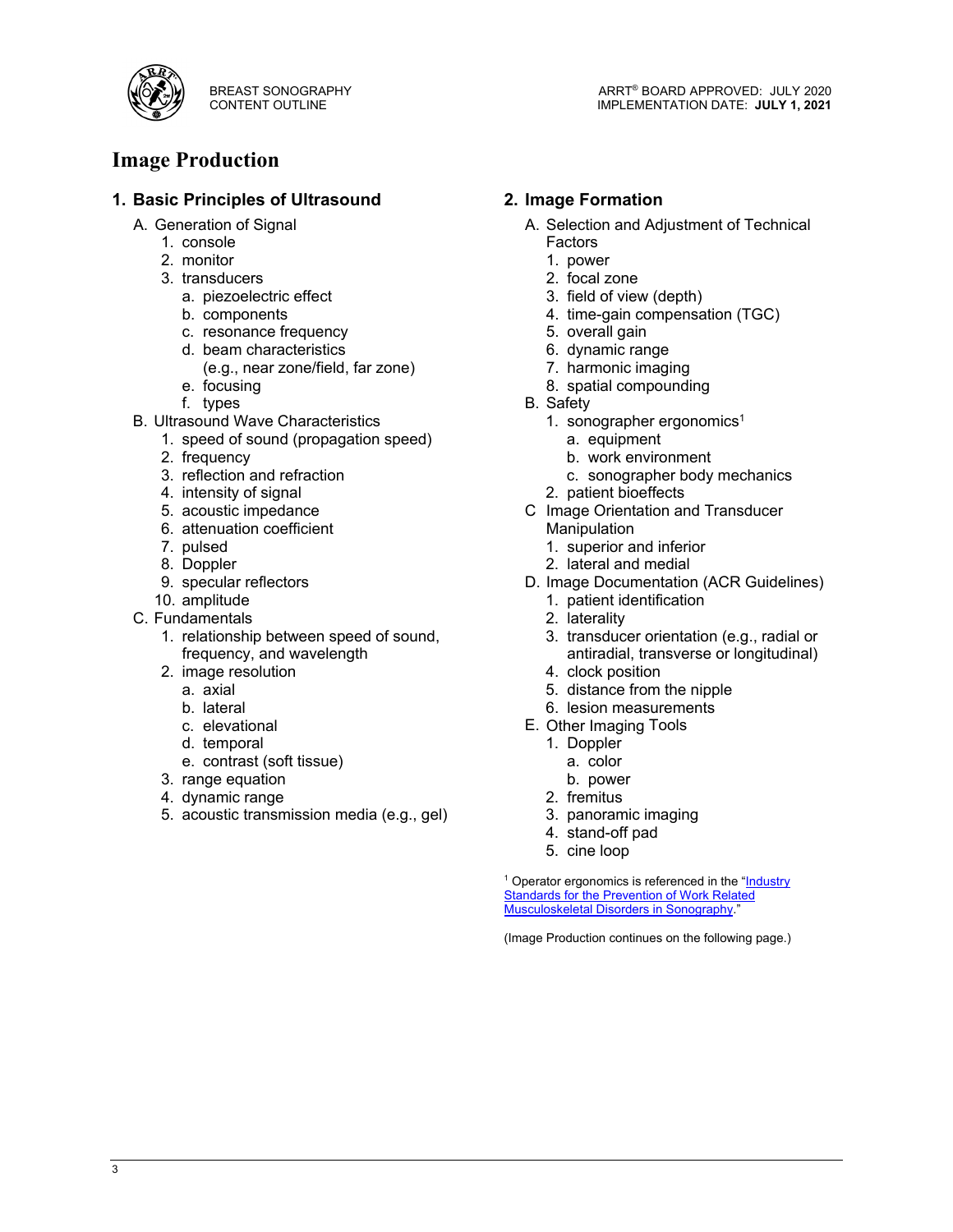# Image Production

## 1. Basic Principles of Ultrasound

A. Generation of Signal
   1. console
   2. monitor
   3. transducers
      a. piezoelectric effect
      b. components
      c. resonance frequency
      d. beam characteristics (e.g., near zone/field, far zone)
      e. focusing
      f. types

B. Ultrasound Wave Characteristics
   1. speed of sound (propagation speed)
   2. frequency
   3. reflection and refraction
   4. intensity of signal
   5. acoustic impedance
   6. attenuation coefficient
   7. pulsed
   8. Doppler
   9. specular reflectors
   10. amplitude

C. Fundamentals
   1. relationship between speed of sound, frequency, and wavelength
   2. image resolution
      a. axial
      b. lateral
      c. elevational
      d. temporal
      e. contrast (soft tissue)
   3. range equation
   4. dynamic range
   5. acoustic transmission media (e.g., gel)

## 2. Image Formation

A. Selection and Adjustment of Technical Factors
   1. power
   2. focal zone
   3. field of view (depth)
   4. time-gain compensation (TGC)
   5. overall gain
   6. dynamic range
   7. harmonic imaging
   8. spatial compounding

B. Safety
   1. sonographer ergonomics[1]
      a. equipment
      b. work environment
      c. sonographer body mechanics
   2. patient bioeffects

C Image Orientation and Transducer Manipulation
   1. superior and inferior
   2. lateral and medial

D. Image Documentation (ACR Guidelines)
   1. patient identification
   2. laterality
   3. transducer orientation (e.g., radial or antiradial, transverse or longitudinal)
   4. clock position
   5. distance from the nipple
   6. lesion measurements

E. Other Imaging Tools
   1. Doppler
      a. color
      b. power
   2. fremitus
   3. panoramic imaging
   4. stand-off pad
   5. cine loop

[1] Operator ergonomics is referenced in the "Industry Standards for the Prevention of Work Related Musculoskeletal Disorders in Sonography."

(Image Production continues on the following page.)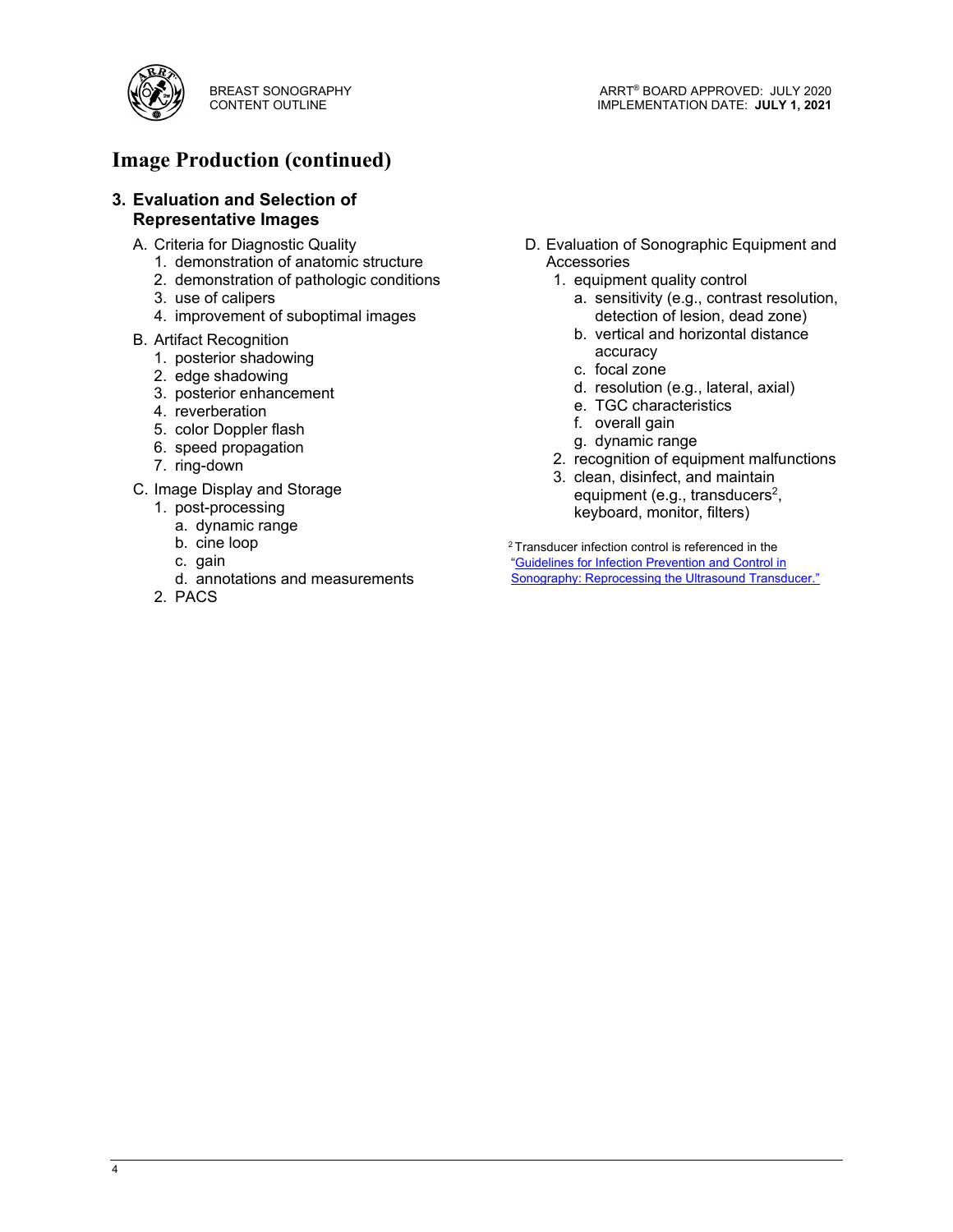# Image Production (continued)

## 3. Evaluation and Selection of Representative Images

A. Criteria for Diagnostic Quality
   1. demonstration of anatomic structure
   2. demonstration of pathologic conditions
   3. use of calipers
   4. improvement of suboptimal images

B. Artifact Recognition
   1. posterior shadowing
   2. edge shadowing
   3. posterior enhancement
   4. reverberation
   5. color Doppler flash
   6. speed propagation
   7. ring-down

C. Image Display and Storage
   1. post-processing
      a. dynamic range
      b. cine loop
      c. gain
      d. annotations and measurements
   2. PACS

D. Evaluation of Sonographic Equipment and Accessories
   1. equipment quality control
      a. sensitivity (e.g., contrast resolution, detection of lesion, dead zone)
      b. vertical and horizontal distance accuracy
      c. focal zone
      d. resolution (e.g., lateral, axial)
      e. TGC characteristics
      f. overall gain
      g. dynamic range
   2. recognition of equipment malfunctions
   3. clean, disinfect, and maintain equipment (e.g., transducers[2], keyboard, monitor, filters)

[2] Transducer infection control is referenced in the "Guidelines for Infection Prevention and Control in Sonography: Reprocessing the Ultrasound Transducer."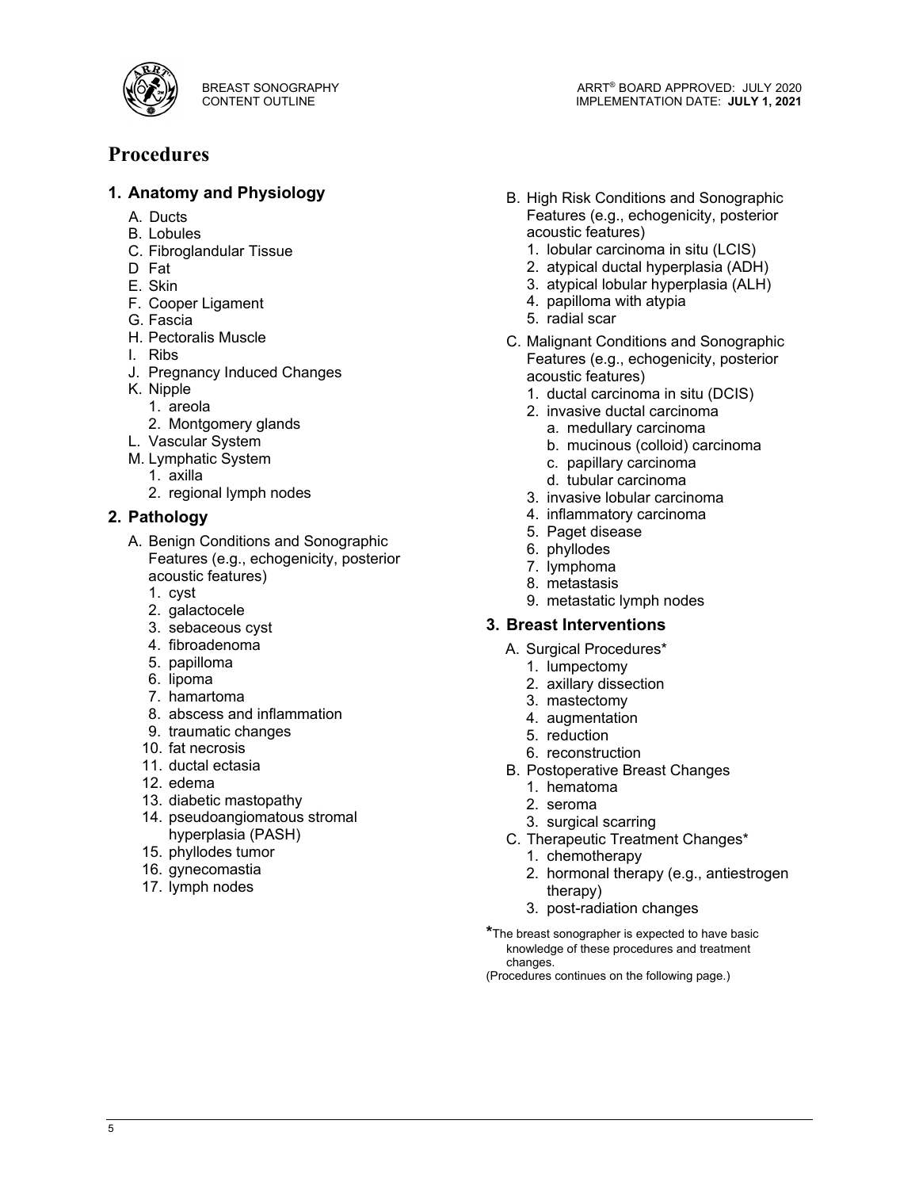# Procedures

## 1. Anatomy and Physiology

A. Ducts
B. Lobules
C. Fibroglandular Tissue
D Fat
E. Skin
F. Cooper Ligament
G. Fascia
H. Pectoralis Muscle
I. Ribs
J. Pregnancy Induced Changes
K. Nipple
   1. areola
   2. Montgomery glands
L. Vascular System
M. Lymphatic System
   1. axilla
   2. regional lymph nodes

## 2. Pathology

A. Benign Conditions and Sonographic Features (e.g., echogenicity, posterior acoustic features)
   1. cyst
   2. galactocele
   3. sebaceous cyst
   4. fibroadenoma
   5. papilloma
   6. lipoma
   7. hamartoma
   8. abscess and inflammation
   9. traumatic changes
   10. fat necrosis
   11. ductal ectasia
   12. edema
   13. diabetic mastopathy
   14. pseudoangiomatous stromal hyperplasia (PASH)
   15. phyllodes tumor
   16. gynecomastia
   17. lymph nodes

B. High Risk Conditions and Sonographic Features (e.g., echogenicity, posterior acoustic features)
   1. lobular carcinoma in situ (LCIS)
   2. atypical ductal hyperplasia (ADH)
   3. atypical lobular hyperplasia (ALH)
   4. papilloma with atypia
   5. radial scar

C. Malignant Conditions and Sonographic Features (e.g., echogenicity, posterior acoustic features)
   1. ductal carcinoma in situ (DCIS)
   2. invasive ductal carcinoma
      a. medullary carcinoma
      b. mucinous (colloid) carcinoma
      c. papillary carcinoma
      d. tubular carcinoma
   3. invasive lobular carcinoma
   4. inflammatory carcinoma
   5. Paget disease
   6. phyllodes
   7. lymphoma
   8. metastasis
   9. metastatic lymph nodes

## 3. Breast Interventions

A. Surgical Procedures*
   1. lumpectomy
   2. axillary dissection
   3. mastectomy
   4. augmentation
   5. reduction
   6. reconstruction

B. Postoperative Breast Changes
   1. hematoma
   2. seroma
   3. surgical scarring

C. Therapeutic Treatment Changes*
   1. chemotherapy
   2. hormonal therapy (e.g., antiestrogen therapy)
   3. post-radiation changes

*The breast sonographer is expected to have basic knowledge of these procedures and treatment changes.

(Procedures continues on the following page.)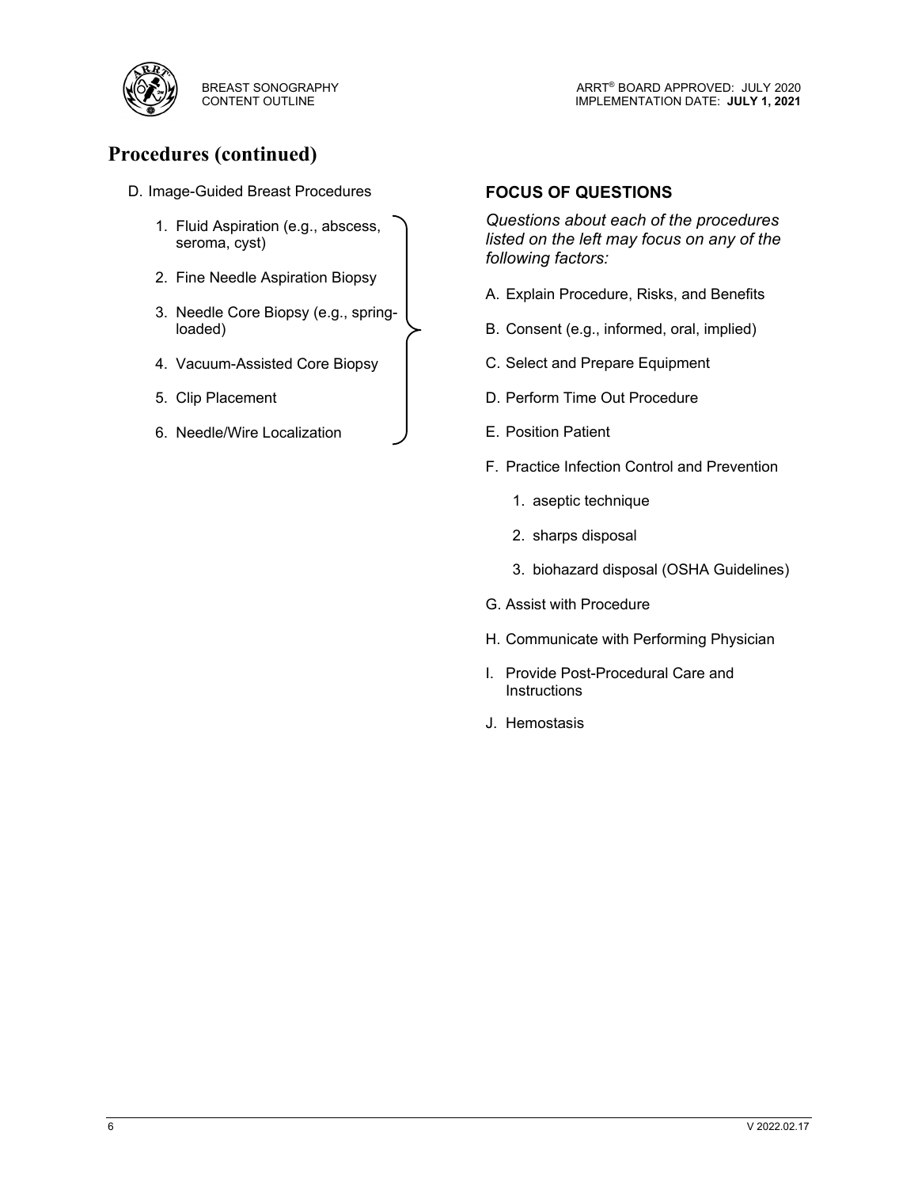# Procedures (continued)

D. Image-Guided Breast Procedures

1. Fluid Aspiration (e.g., abscess, seroma, cyst)
2. Fine Needle Aspiration Biopsy
3. Needle Core Biopsy (e.g., spring-loaded)
4. Vacuum-Assisted Core Biopsy
5. Clip Placement
6. Needle/Wire Localization

## FOCUS OF QUESTIONS

*Questions about each of the procedures listed on the left may focus on any of the following factors:*

A. Explain Procedure, Risks, and Benefits

B. Consent (e.g., informed, oral, implied)

C. Select and Prepare Equipment

D. Perform Time Out Procedure

E. Position Patient

F. Practice Infection Control and Prevention

1. aseptic technique
2. sharps disposal
3. biohazard disposal (OSHA Guidelines)

G. Assist with Procedure

H. Communicate with Performing Physician

I. Provide Post-Procedural Care and Instructions

J. Hemostasis